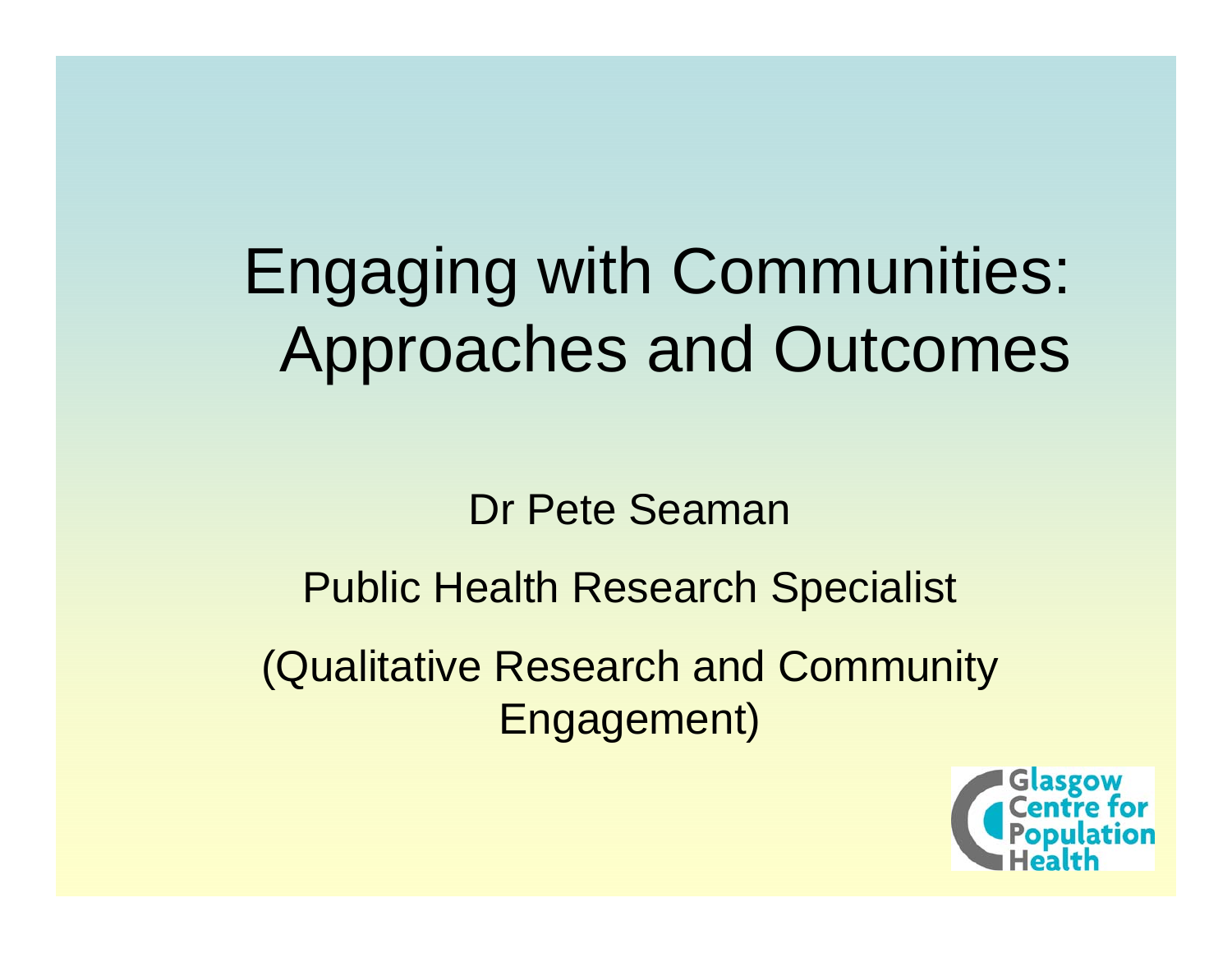# Engaging with Communities: Approaches and Outcomes

Dr Pete Seaman

Public Health Research Specialist

(Qualitative Research and Community Engagement)

Glasgow Centre for Population Health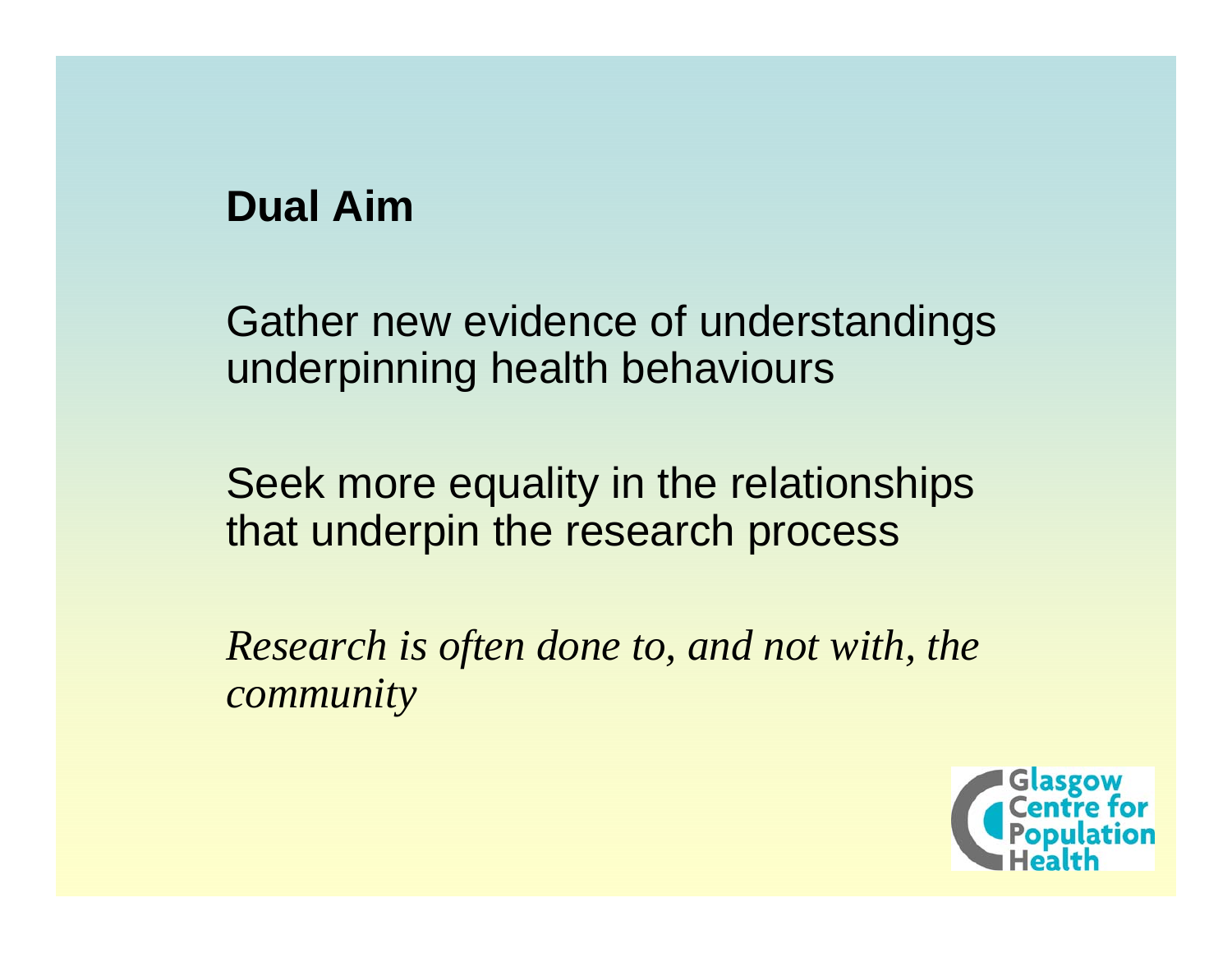## Dual Aim

Gather new evidence of understandings underpinning health behaviours

Seek more equality in the relationships that underpin the research process

*Research is often done to, and not with, the community*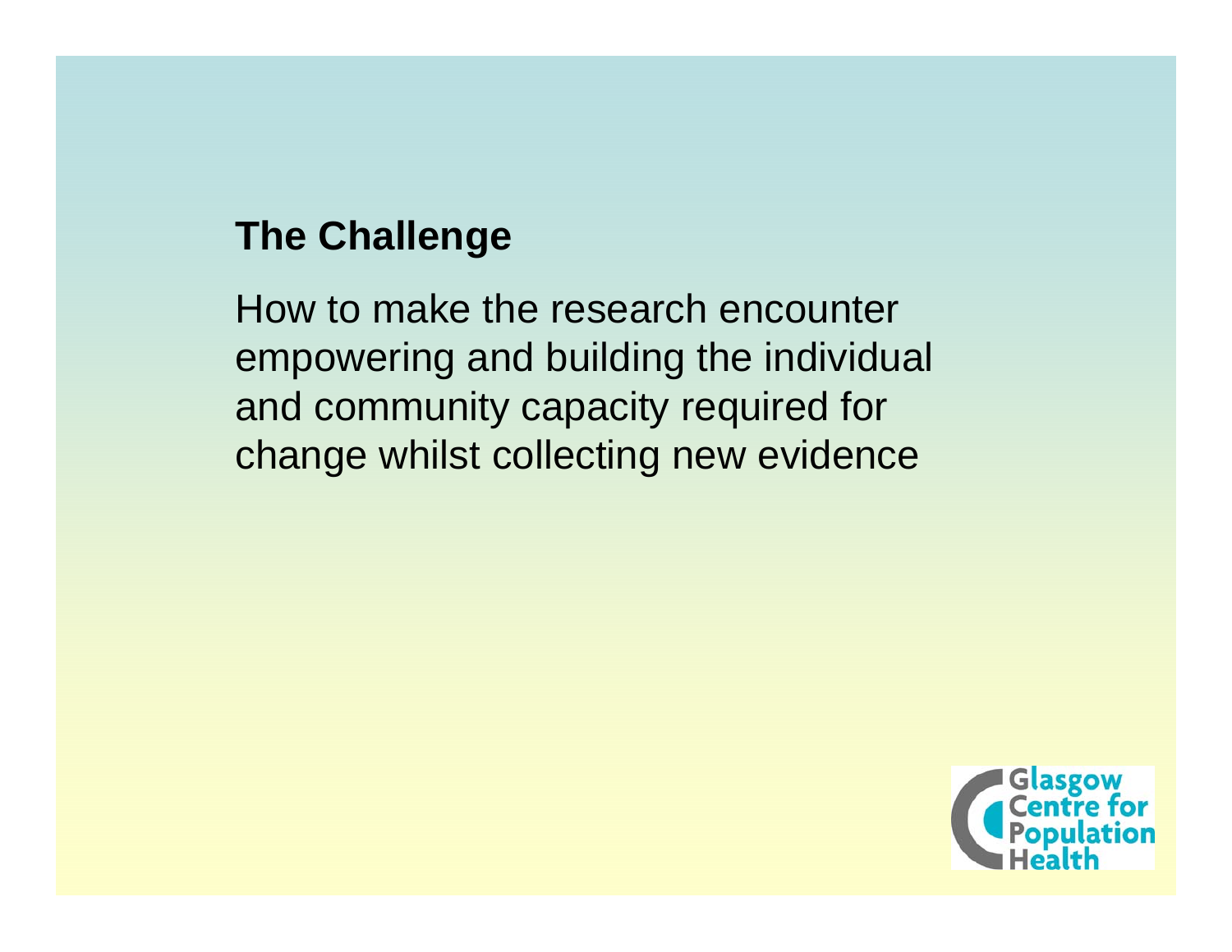## The Challenge

How to make the research encounter empowering and building the individual and community capacity required for change whilst collecting new evidence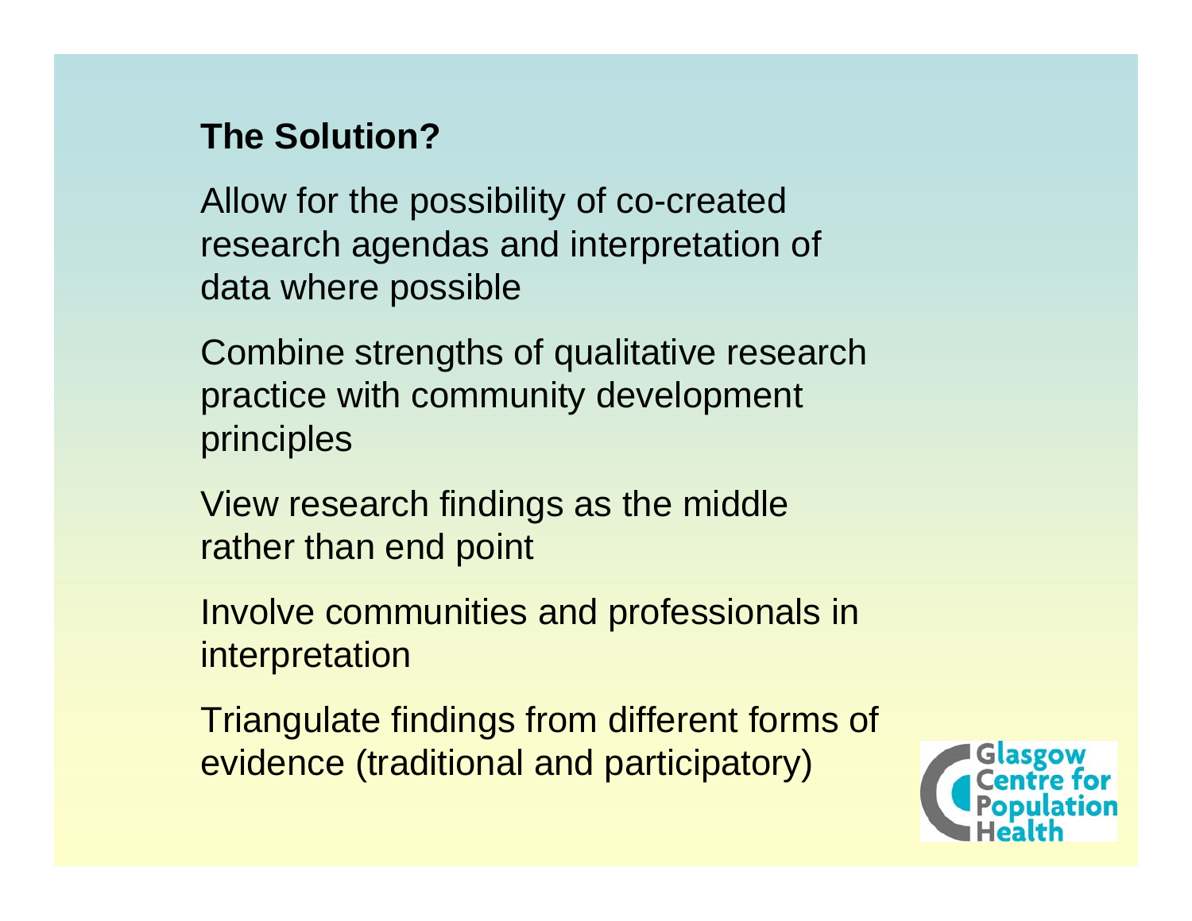## The Solution?

Allow for the possibility of co-created research agendas and interpretation of data where possible

Combine strengths of qualitative research practice with community development principles

View research findings as the middle rather than end point

Involve communities and professionals in interpretation

Triangulate findings from different forms of evidence (traditional and participatory)

Glasgow Centre for Population Health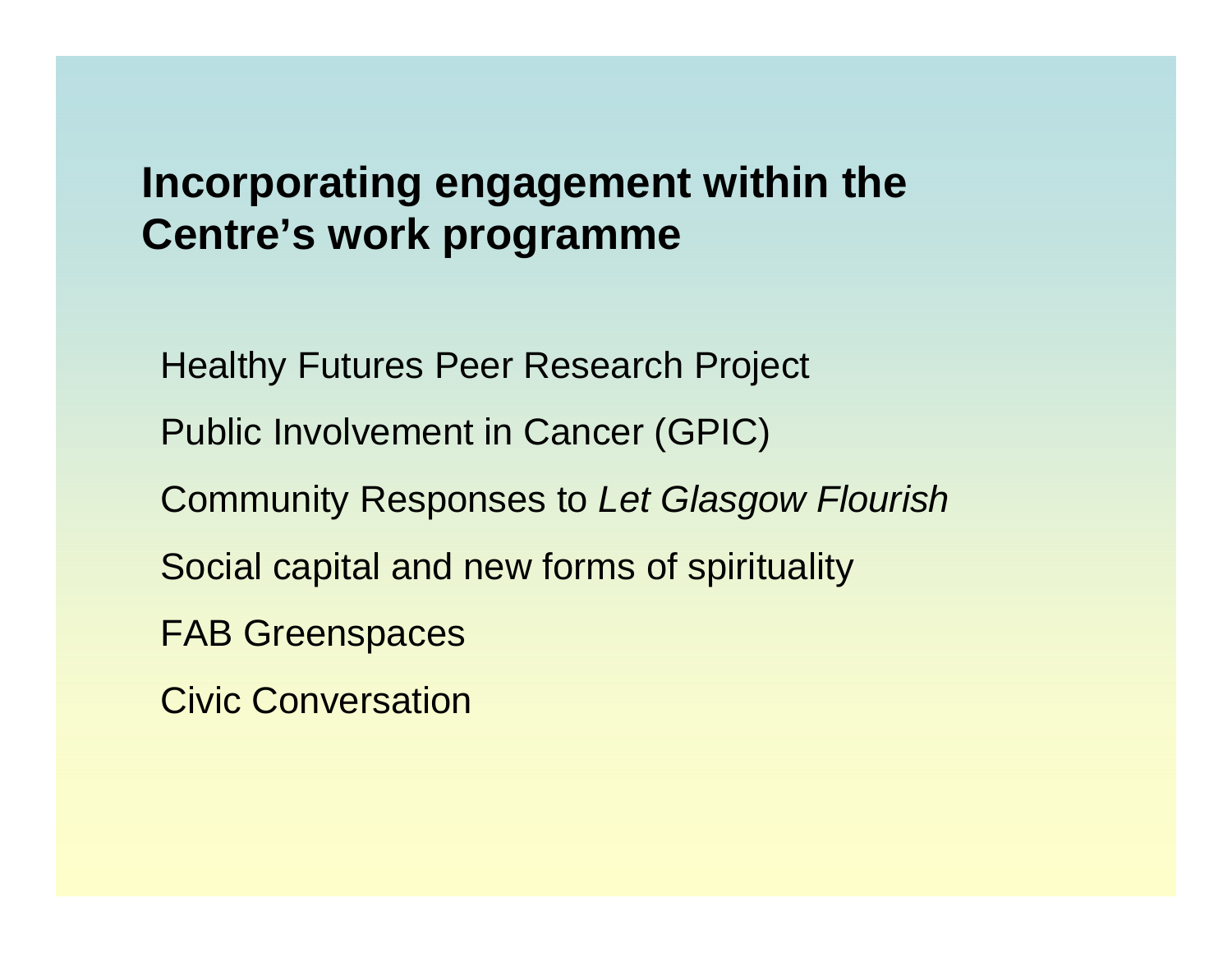# Incorporating engagement within the Centre's work programme

Healthy Futures Peer Research Project

Public Involvement in Cancer (GPIC)

Community Responses to *Let Glasgow Flourish*

Social capital and new forms of spirituality

FAB Greenspaces

Civic Conversation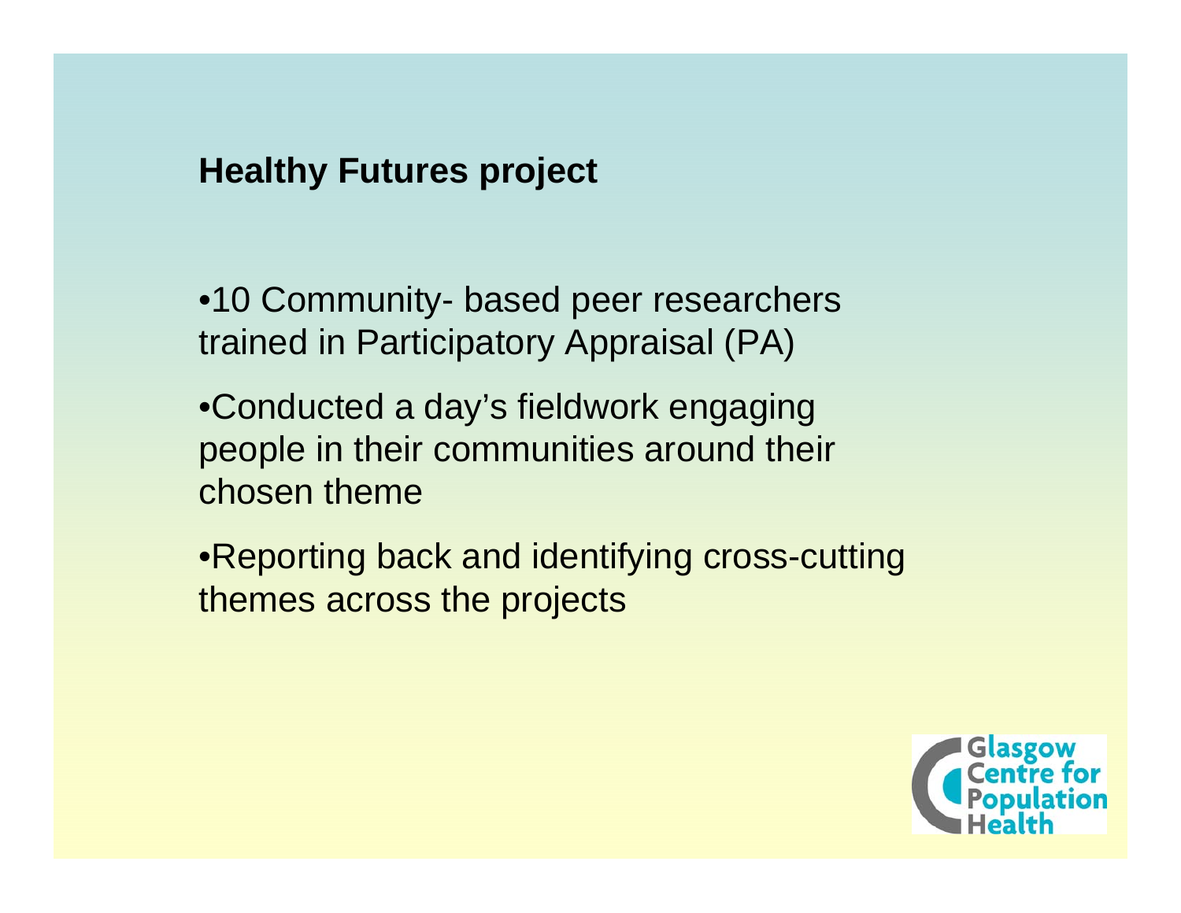## Healthy Futures project

- 10 Community- based peer researchers trained in Participatory Appraisal (PA)
- Conducted a day's fieldwork engaging people in their communities around their chosen theme
- Reporting back and identifying cross-cutting themes across the projects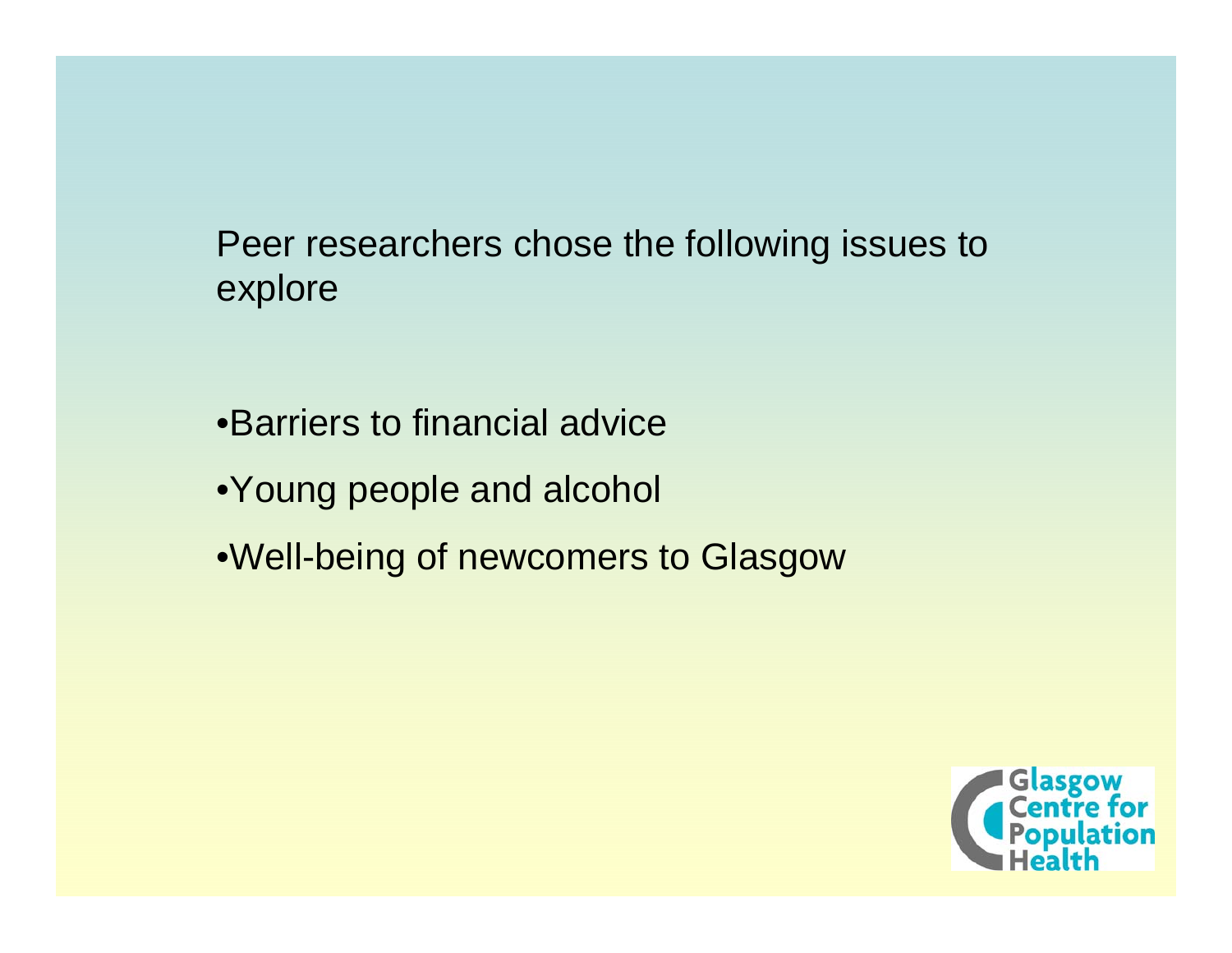Peer researchers chose the following issues to explore

- Barriers to financial advice
- Young people and alcohol
- Well-being of newcomers to Glasgow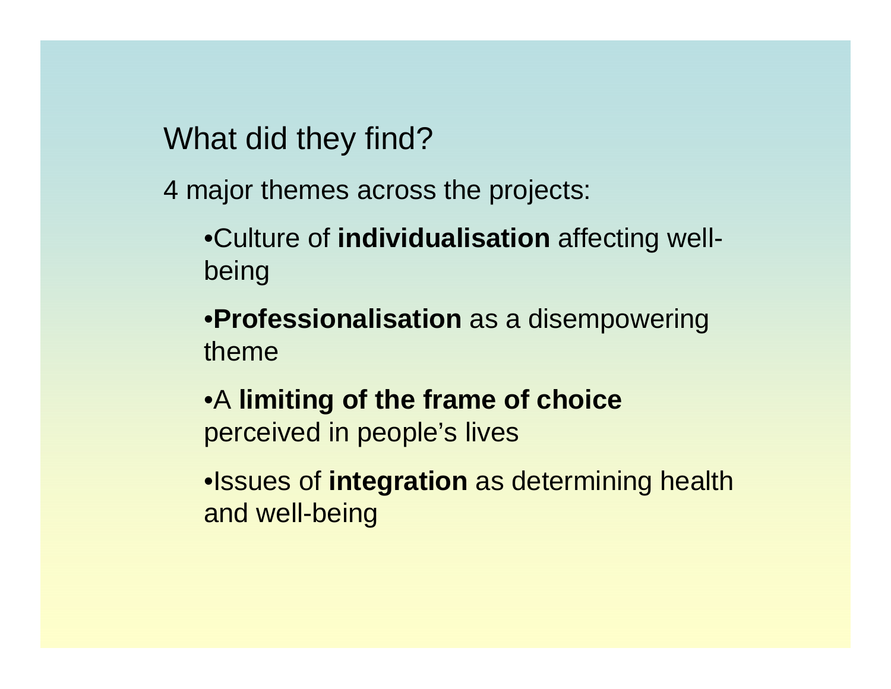## What did they find?

4 major themes across the projects:

- Culture of **individualisation** affecting well-being
- **Professionalisation** as a disempowering theme
- A **limiting of the frame of choice** perceived in people's lives
- Issues of **integration** as determining health and well-being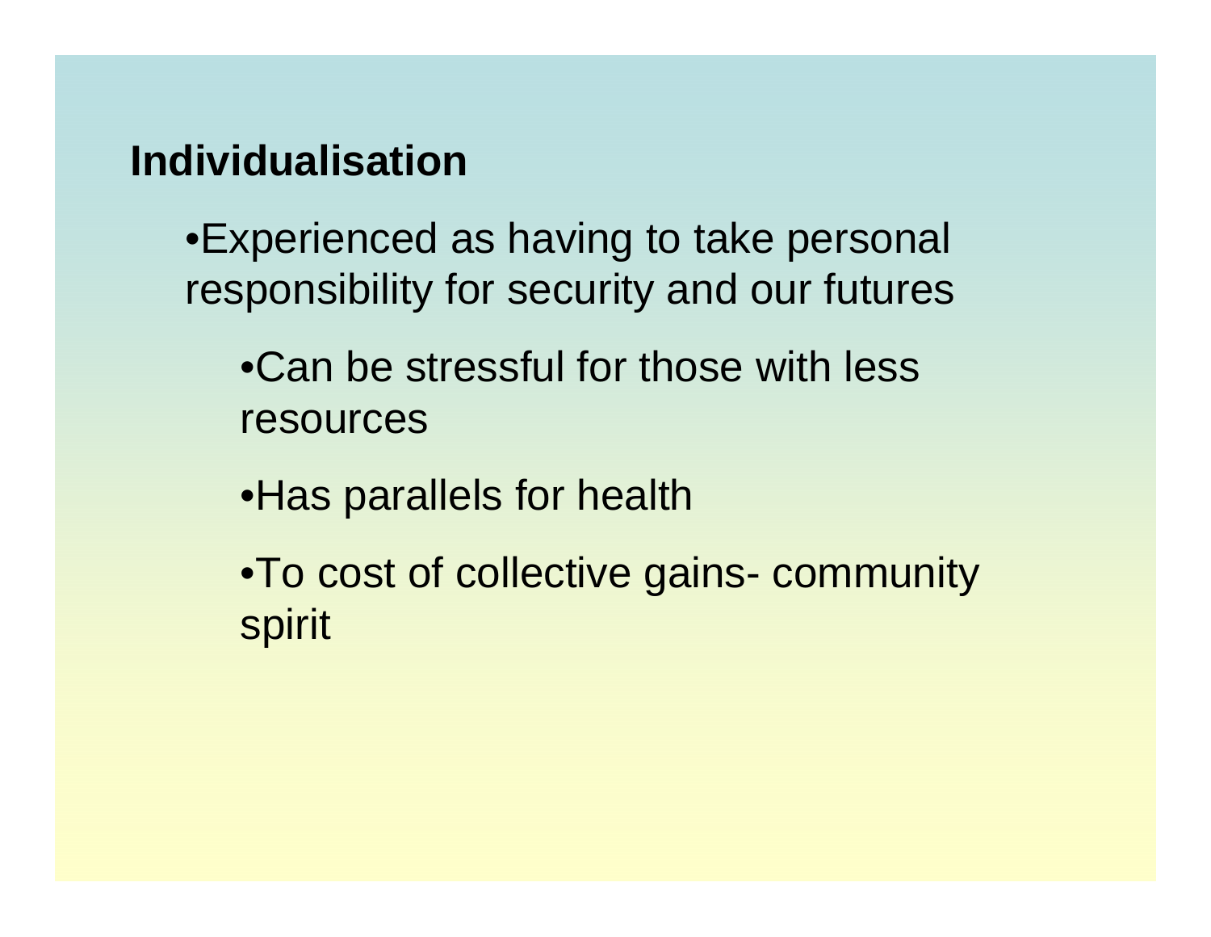## Individualisation

- Experienced as having to take personal responsibility for security and our futures
    - Can be stressful for those with less resources
    - Has parallels for health
    - To cost of collective gains- community spirit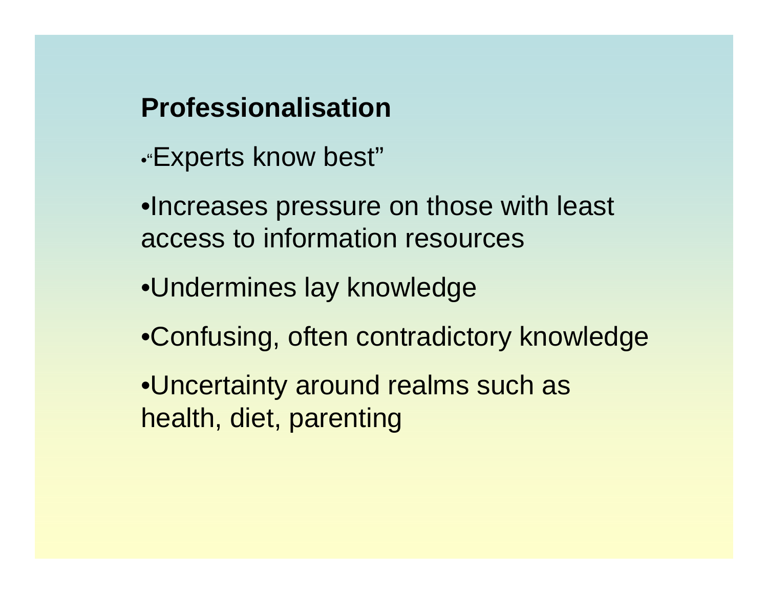## Professionalisation

- "Experts know best"
- Increases pressure on those with least access to information resources
- Undermines lay knowledge
- Confusing, often contradictory knowledge
- Uncertainty around realms such as health, diet, parenting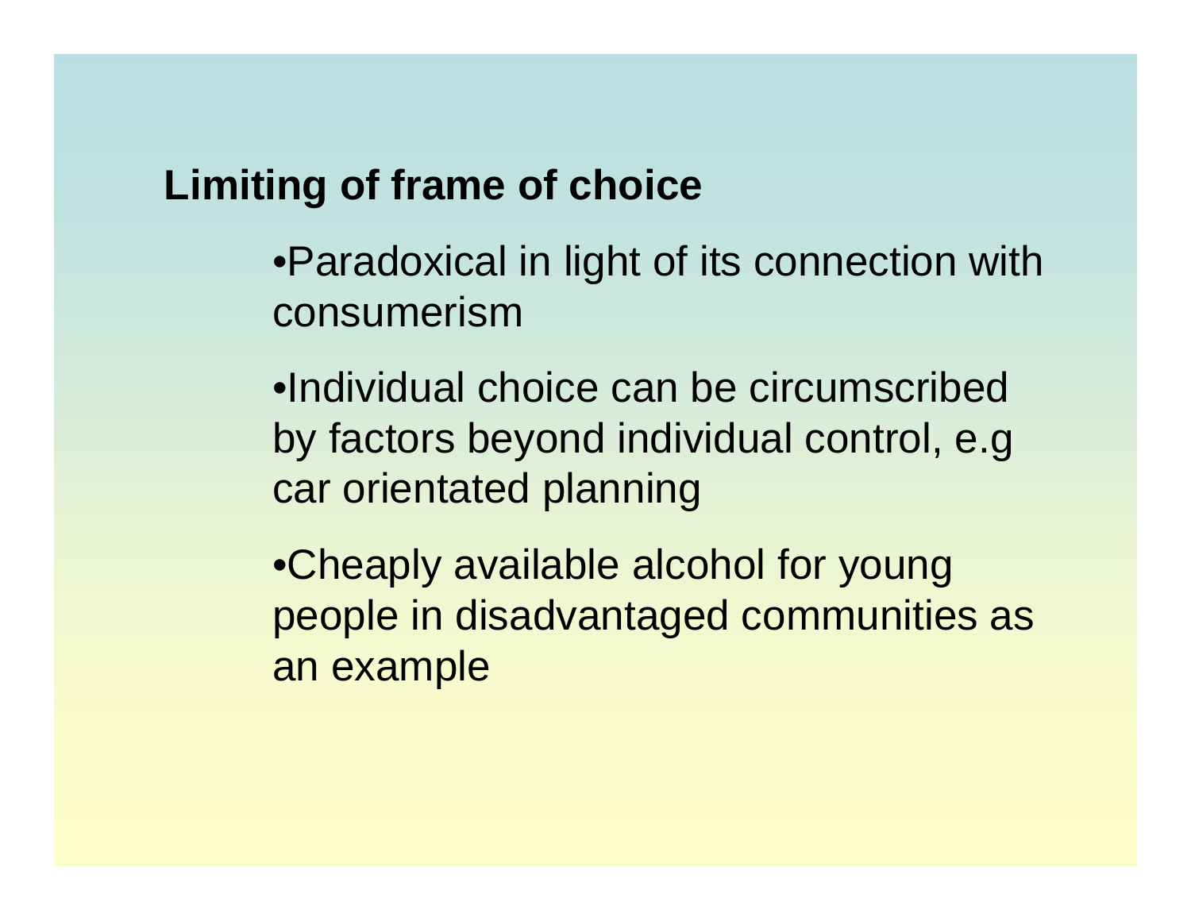## Limiting of frame of choice

- Paradoxical in light of its connection with consumerism
- Individual choice can be circumscribed by factors beyond individual control, e.g car orientated planning
- Cheaply available alcohol for young people in disadvantaged communities as an example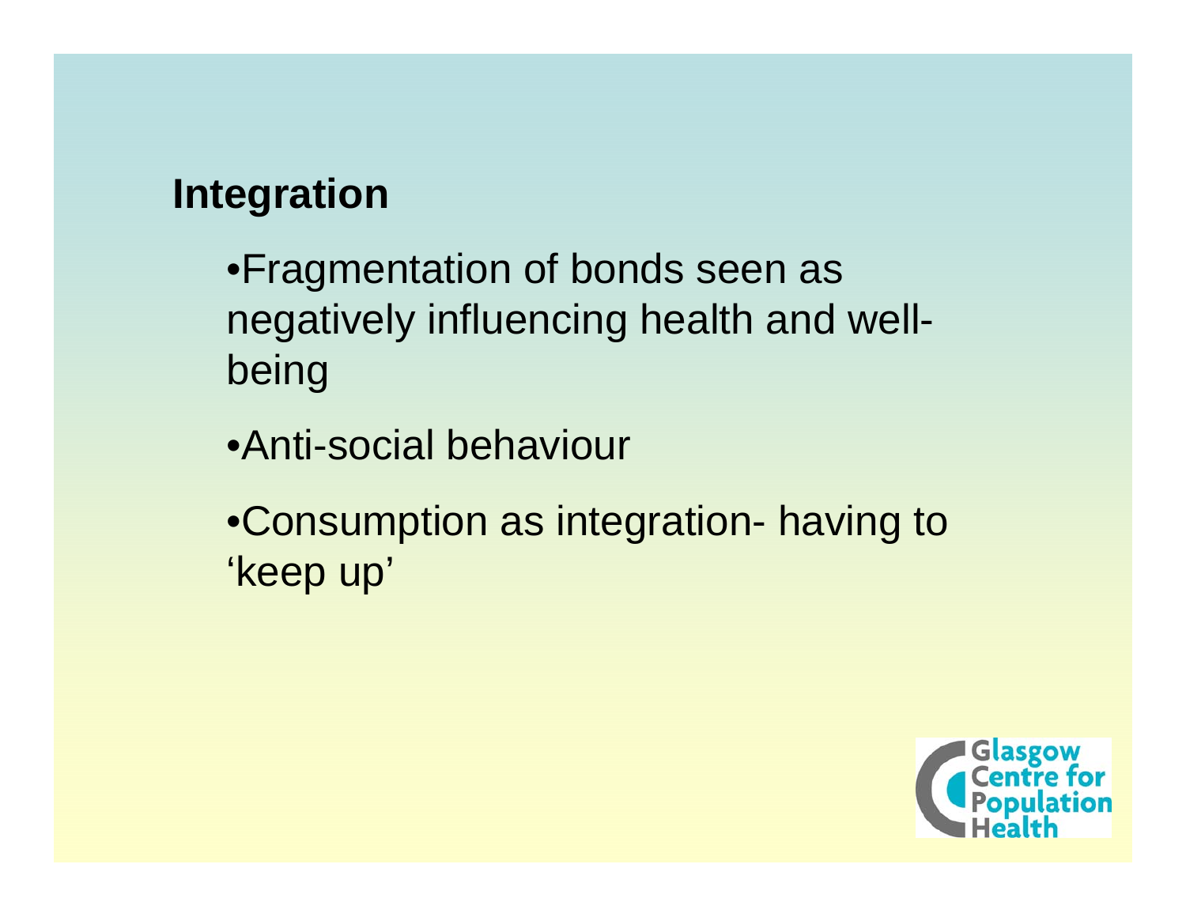## Integration

- Fragmentation of bonds seen as negatively influencing health and well-being
- Anti-social behaviour
- Consumption as integration- having to 'keep up'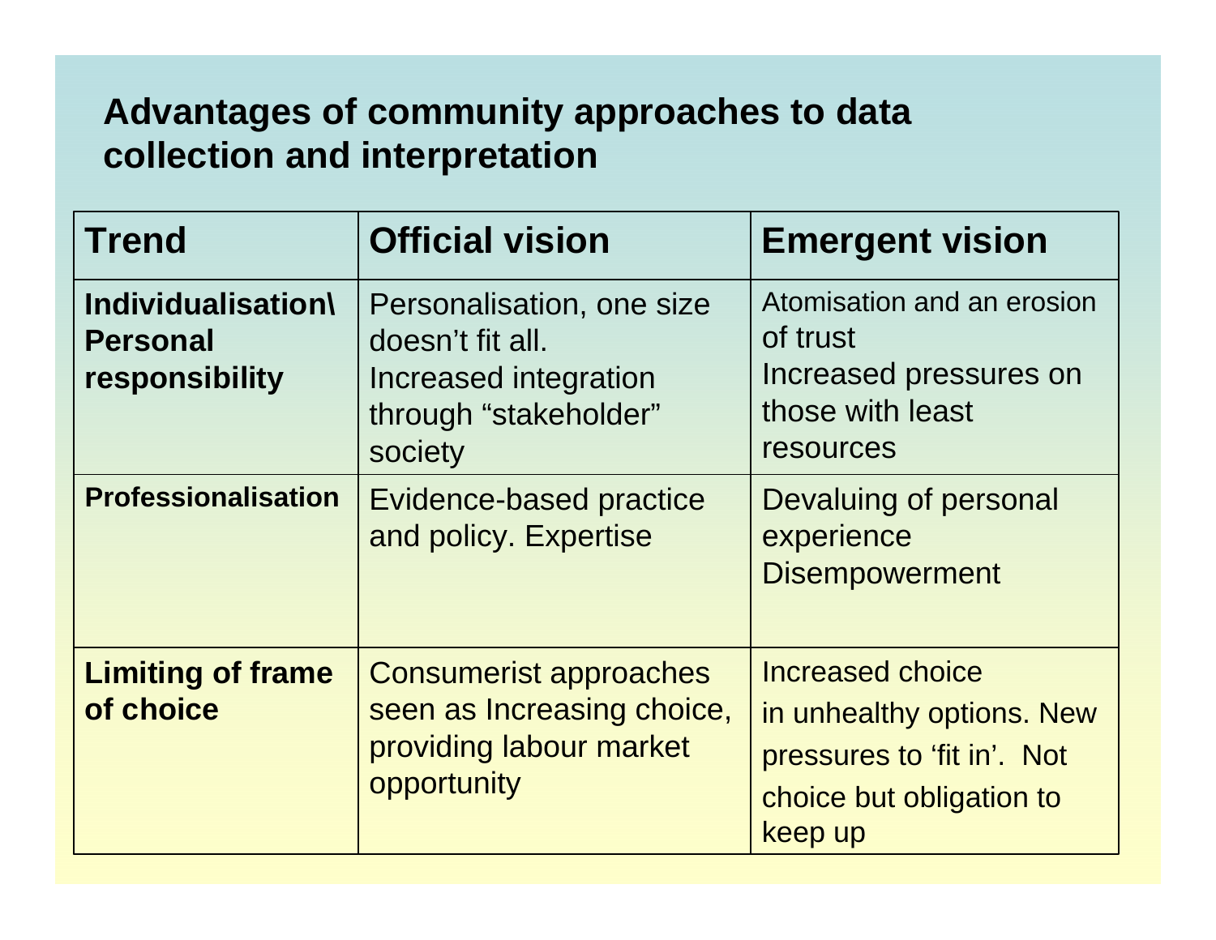## Advantages of community approaches to data collection and interpretation

| Trend | Official vision | Emergent vision |
|---|---|---|
| **Individualisation\ Personal responsibility** | Personalisation, one size doesn't fit all. Increased integration through "stakeholder" society | Atomisation and an erosion of trust Increased pressures on those with least resources |
| **Professionalisation** | Evidence-based practice and policy. Expertise | Devaluing of personal experience Disempowerment |
| **Limiting of frame of choice** | Consumerist approaches seen as Increasing choice, providing labour market opportunity | Increased choice in unhealthy options. New pressures to 'fit in'. Not choice but obligation to keep up |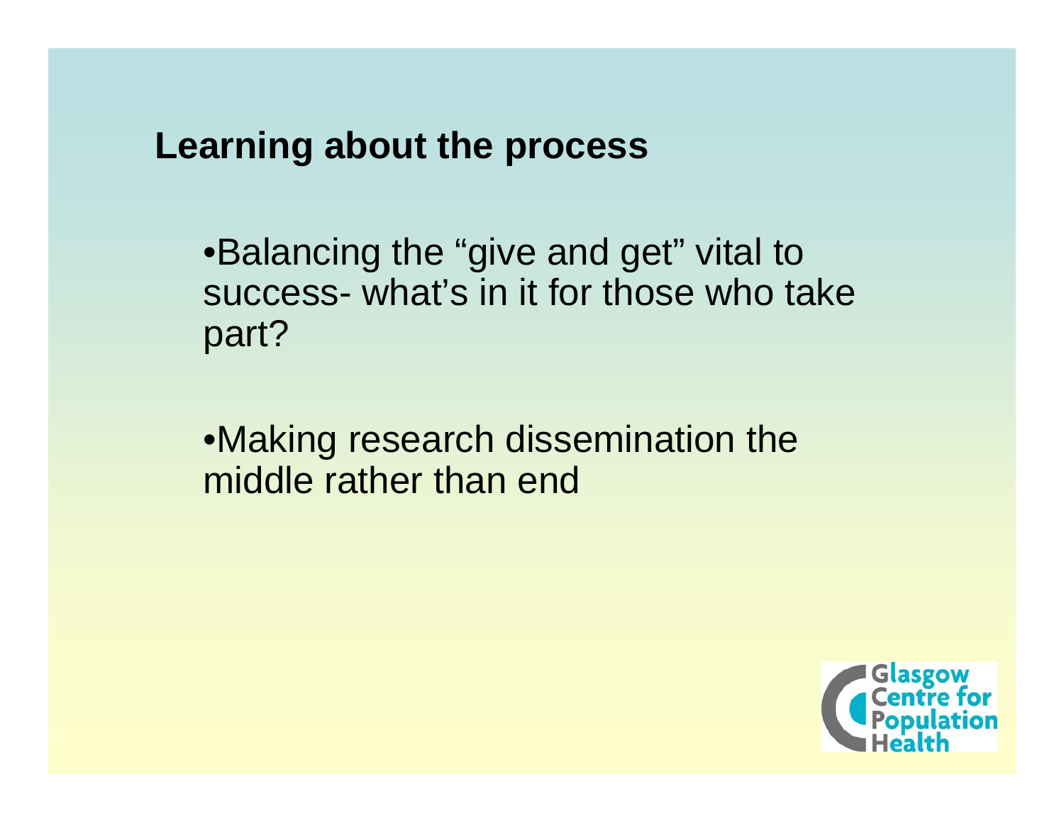## Learning about the process

- Balancing the "give and get" vital to success- what's in it for those who take part?

- Making research dissemination the middle rather than end

Glasgow Centre for Population Health